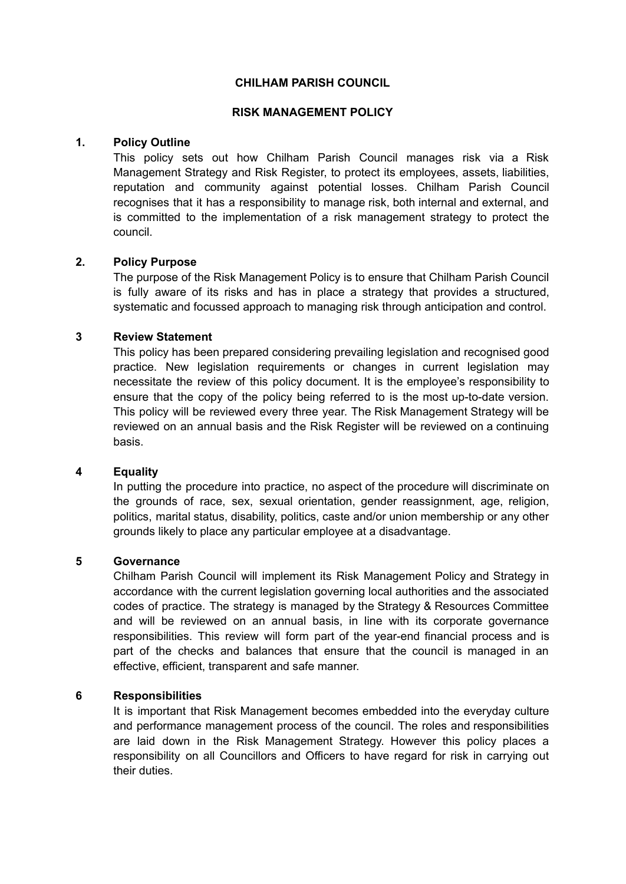# CHILHAM PARISH COUNCIL

## RISK MANAGEMENT POLICY

### 1. Policy Outline

This policy sets out how Chilham Parish Council manages risk via a Risk Management Strategy and Risk Register, to protect its employees, assets, liabilities, reputation and community against potential losses. Chilham Parish Council recognises that it has a responsibility to manage risk, both internal and external, and is committed to the implementation of a risk management strategy to protect the council.

### 2. Policy Purpose

The purpose of the Risk Management Policy is to ensure that Chilham Parish Council is fully aware of its risks and has in place a strategy that provides a structured, systematic and focussed approach to managing risk through anticipation and control.

### 3 Review Statement

This policy has been prepared considering prevailing legislation and recognised good practice. New legislation requirements or changes in current legislation may necessitate the review of this policy document. It is the employee's responsibility to ensure that the copy of the policy being referred to is the most up-to-date version. This policy will be reviewed every three year. The Risk Management Strategy will be reviewed on an annual basis and the Risk Register will be reviewed on a continuing basis.

### 4 Equality

In putting the procedure into practice, no aspect of the procedure will discriminate on the grounds of race, sex, sexual orientation, gender reassignment, age, religion, politics, marital status, disability, politics, caste and/or union membership or any other grounds likely to place any particular employee at a disadvantage.

### 5 Governance

Chilham Parish Council will implement its Risk Management Policy and Strategy in accordance with the current legislation governing local authorities and the associated codes of practice. The strategy is managed by the Strategy & Resources Committee and will be reviewed on an annual basis, in line with its corporate governance responsibilities. This review will form part of the year-end financial process and is part of the checks and balances that ensure that the council is managed in an effective, efficient, transparent and safe manner.

### 6 Responsibilities

It is important that Risk Management becomes embedded into the everyday culture and performance management process of the council. The roles and responsibilities are laid down in the Risk Management Strategy. However this policy places a responsibility on all Councillors and Officers to have regard for risk in carrying out their duties.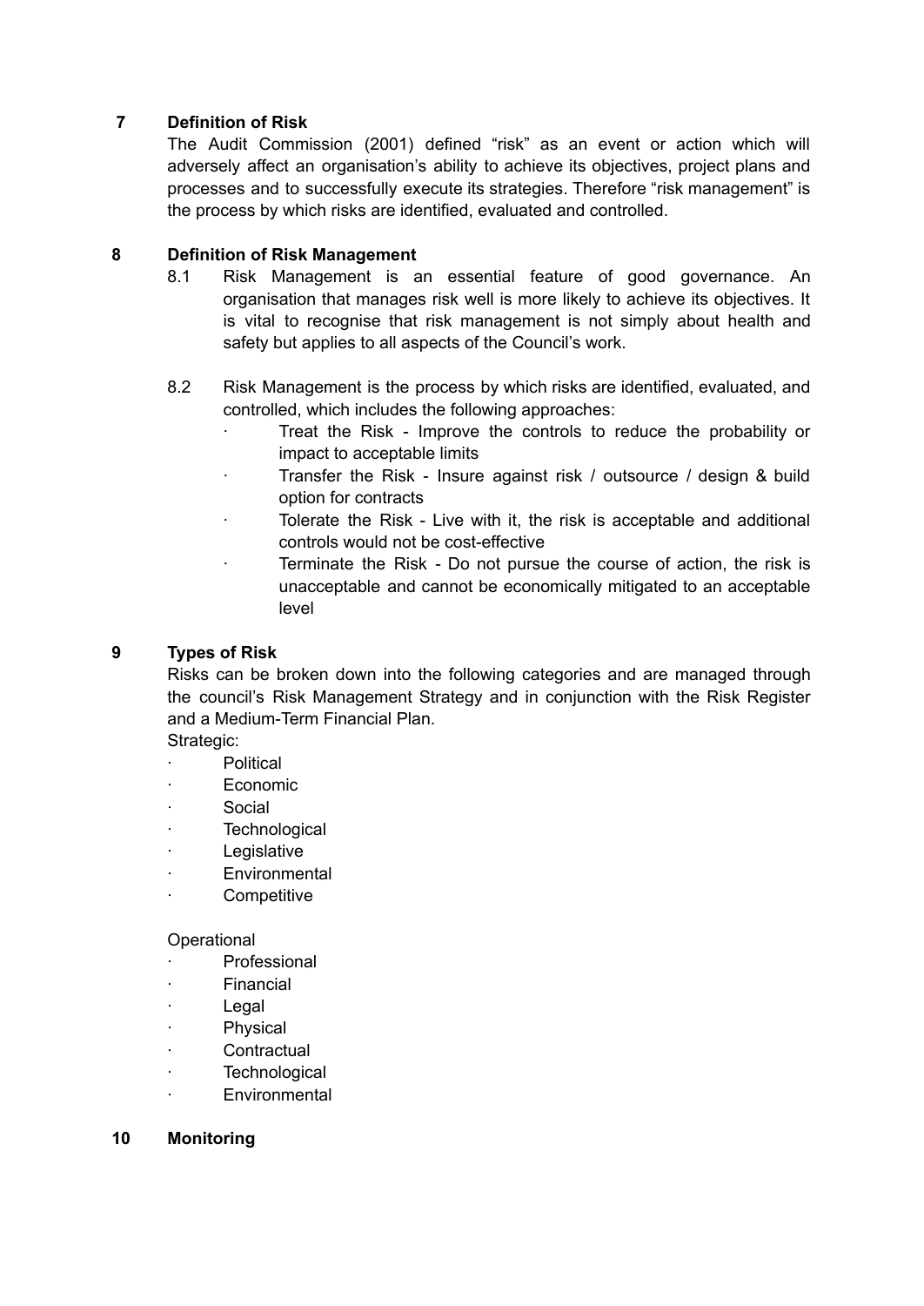## 7 Definition of Risk

The Audit Commission (2001) defined "risk" as an event or action which will adversely affect an organisation's ability to achieve its objectives, project plans and processes and to successfully execute its strategies. Therefore "risk management" is the process by which risks are identified, evaluated and controlled.

## 8 Definition of Risk Management

8.1 Risk Management is an essential feature of good governance. An organisation that manages risk well is more likely to achieve its objectives. It is vital to recognise that risk management is not simply about health and safety but applies to all aspects of the Council's work.

8.2 Risk Management is the process by which risks are identified, evaluated, and controlled, which includes the following approaches:

- Treat the Risk - Improve the controls to reduce the probability or impact to acceptable limits
- Transfer the Risk - Insure against risk / outsource / design & build option for contracts
- Tolerate the Risk - Live with it, the risk is acceptable and additional controls would not be cost-effective
- Terminate the Risk - Do not pursue the course of action, the risk is unacceptable and cannot be economically mitigated to an acceptable level

## 9 Types of Risk

Risks can be broken down into the following categories and are managed through the council's Risk Management Strategy and in conjunction with the Risk Register and a Medium-Term Financial Plan.

Strategic:

- Political
- Economic
- Social
- Technological
- Legislative
- Environmental
- Competitive

Operational

- Professional
- Financial
- Legal
- Physical
- Contractual
- Technological
- Environmental

## 10 Monitoring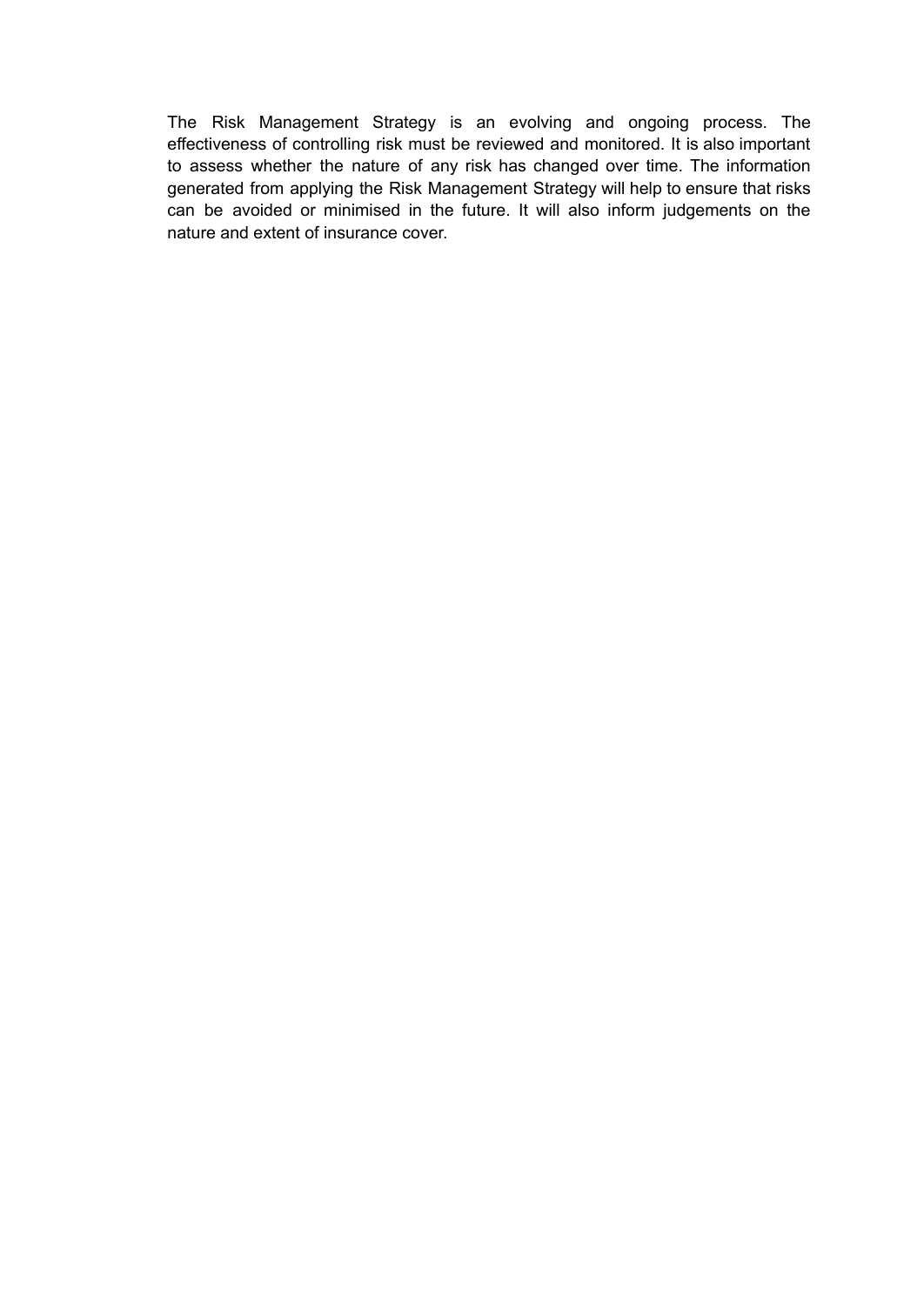The Risk Management Strategy is an evolving and ongoing process. The effectiveness of controlling risk must be reviewed and monitored. It is also important to assess whether the nature of any risk has changed over time. The information generated from applying the Risk Management Strategy will help to ensure that risks can be avoided or minimised in the future. It will also inform judgements on the nature and extent of insurance cover.